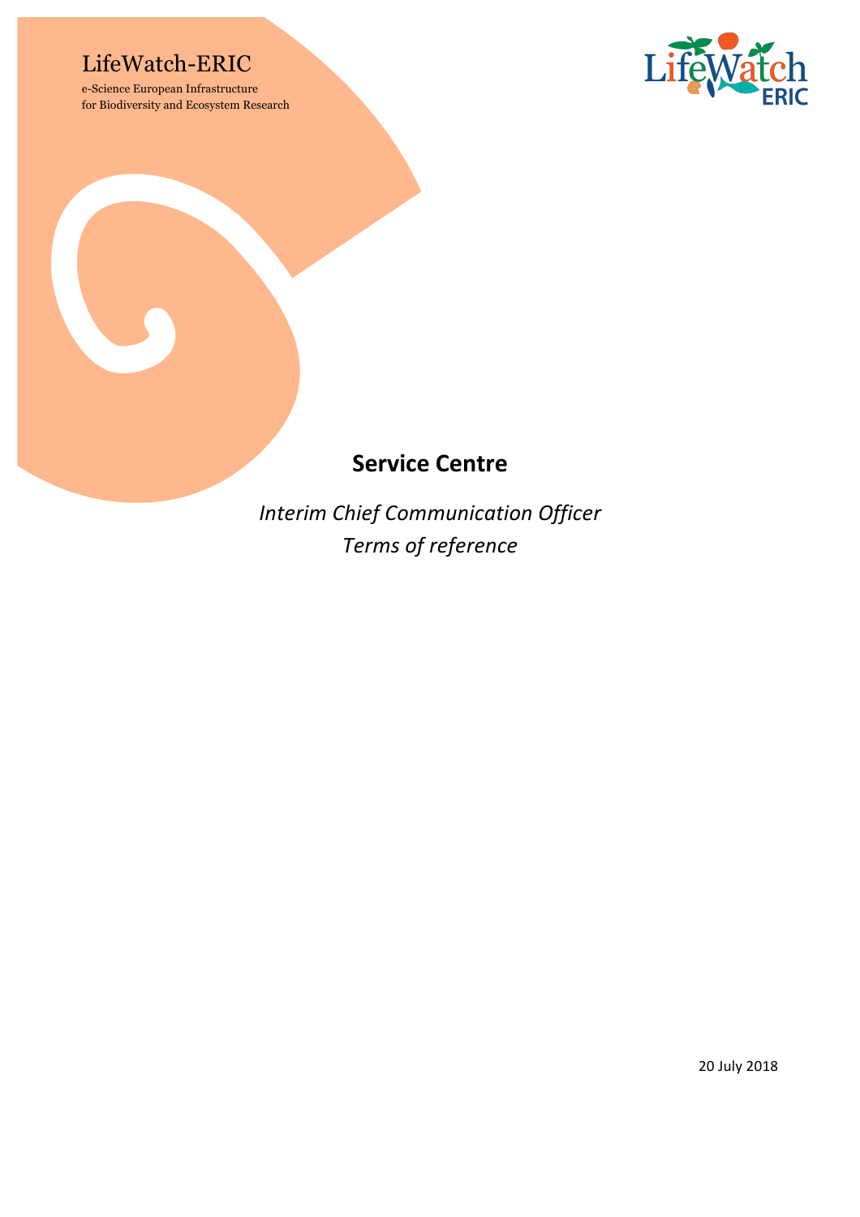LifeWatch-ERIC

e-Science European Infrastructure
for Biodiversity and Ecosystem Research

# Service Centre

*Interim Chief Communication Officer*
*Terms of reference*

20 July 2018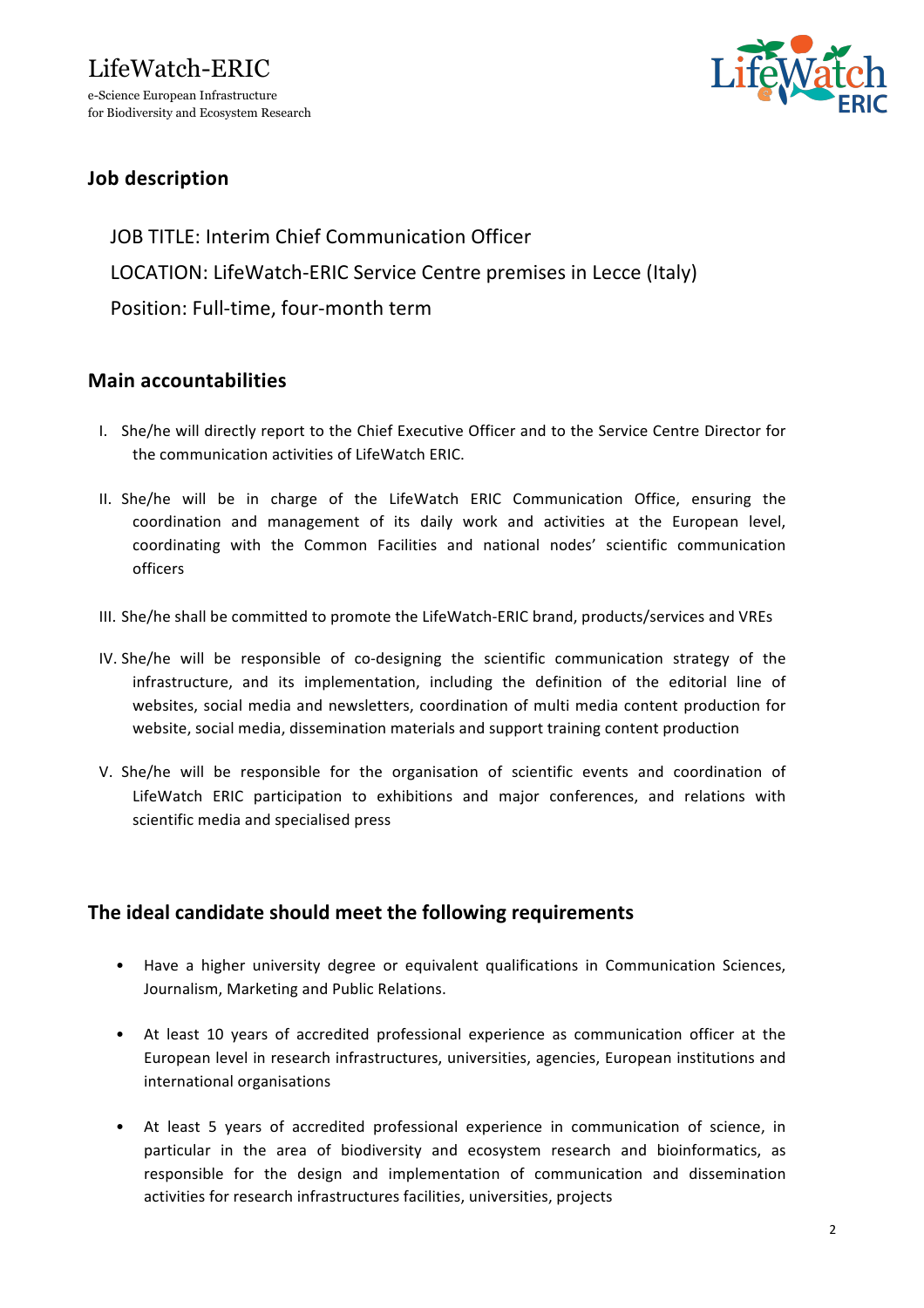LifeWatch-ERIC

e-Science European Infrastructure
for Biodiversity and Ecosystem Research

## Job description

JOB TITLE: Interim Chief Communication Officer

LOCATION: LifeWatch-ERIC Service Centre premises in Lecce (Italy)

Position: Full-time, four-month term

## Main accountabilities

I. She/he will directly report to the Chief Executive Officer and to the Service Centre Director for the communication activities of LifeWatch ERIC.

II. She/he will be in charge of the LifeWatch ERIC Communication Office, ensuring the coordination and management of its daily work and activities at the European level, coordinating with the Common Facilities and national nodes' scientific communication officers

III. She/he shall be committed to promote the LifeWatch-ERIC brand, products/services and VREs

IV. She/he will be responsible of co-designing the scientific communication strategy of the infrastructure, and its implementation, including the definition of the editorial line of websites, social media and newsletters, coordination of multi media content production for website, social media, dissemination materials and support training content production

V. She/he will be responsible for the organisation of scientific events and coordination of LifeWatch ERIC participation to exhibitions and major conferences, and relations with scientific media and specialised press

## The ideal candidate should meet the following requirements

- Have a higher university degree or equivalent qualifications in Communication Sciences, Journalism, Marketing and Public Relations.
- At least 10 years of accredited professional experience as communication officer at the European level in research infrastructures, universities, agencies, European institutions and international organisations
- At least 5 years of accredited professional experience in communication of science, in particular in the area of biodiversity and ecosystem research and bioinformatics, as responsible for the design and implementation of communication and dissemination activities for research infrastructures facilities, universities, projects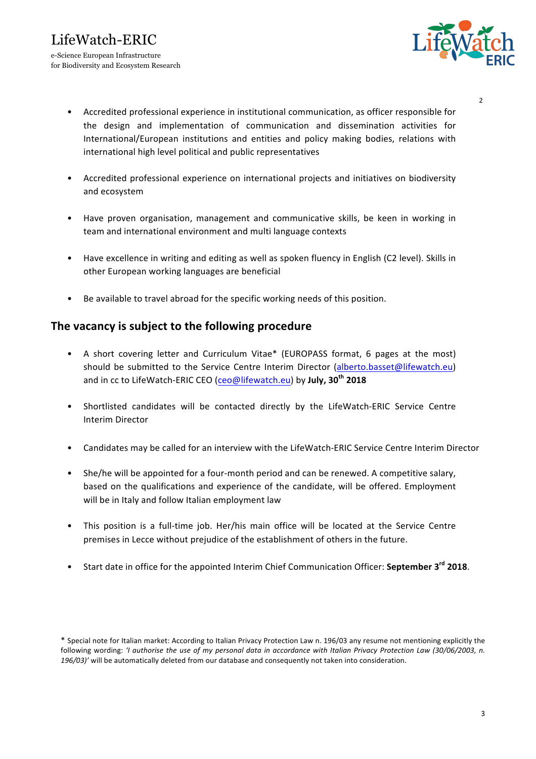- Accredited professional experience in institutional communication, as officer responsible for the design and implementation of communication and dissemination activities for International/European institutions and entities and policy making bodies, relations with international high level political and public representatives

- Accredited professional experience on international projects and initiatives on biodiversity and ecosystem

- Have proven organisation, management and communicative skills, be keen in working in team and international environment and multi language contexts

- Have excellence in writing and editing as well as spoken fluency in English (C2 level). Skills in other European working languages are beneficial

- Be available to travel abroad for the specific working needs of this position.

## The vacancy is subject to the following procedure

- A short covering letter and Curriculum Vitae* (EUROPASS format, 6 pages at the most) should be submitted to the Service Centre Interim Director (alberto.basset@lifewatch.eu) and in cc to LifeWatch-ERIC CEO (ceo@lifewatch.eu) by **July, 30th 2018**

- Shortlisted candidates will be contacted directly by the LifeWatch-ERIC Service Centre Interim Director

- Candidates may be called for an interview with the LifeWatch-ERIC Service Centre Interim Director

- She/he will be appointed for a four-month period and can be renewed. A competitive salary, based on the qualifications and experience of the candidate, will be offered. Employment will be in Italy and follow Italian employment law

- This position is a full-time job. Her/his main office will be located at the Service Centre premises in Lecce without prejudice of the establishment of others in the future.

- Start date in office for the appointed Interim Chief Communication Officer: **September 3rd 2018**.

* Special note for Italian market: According to Italian Privacy Protection Law n. 196/03 any resume not mentioning explicitly the following wording: *'I authorise the use of my personal data in accordance with Italian Privacy Protection Law (30/06/2003, n. 196/03)'* will be automatically deleted from our database and consequently not taken into consideration.